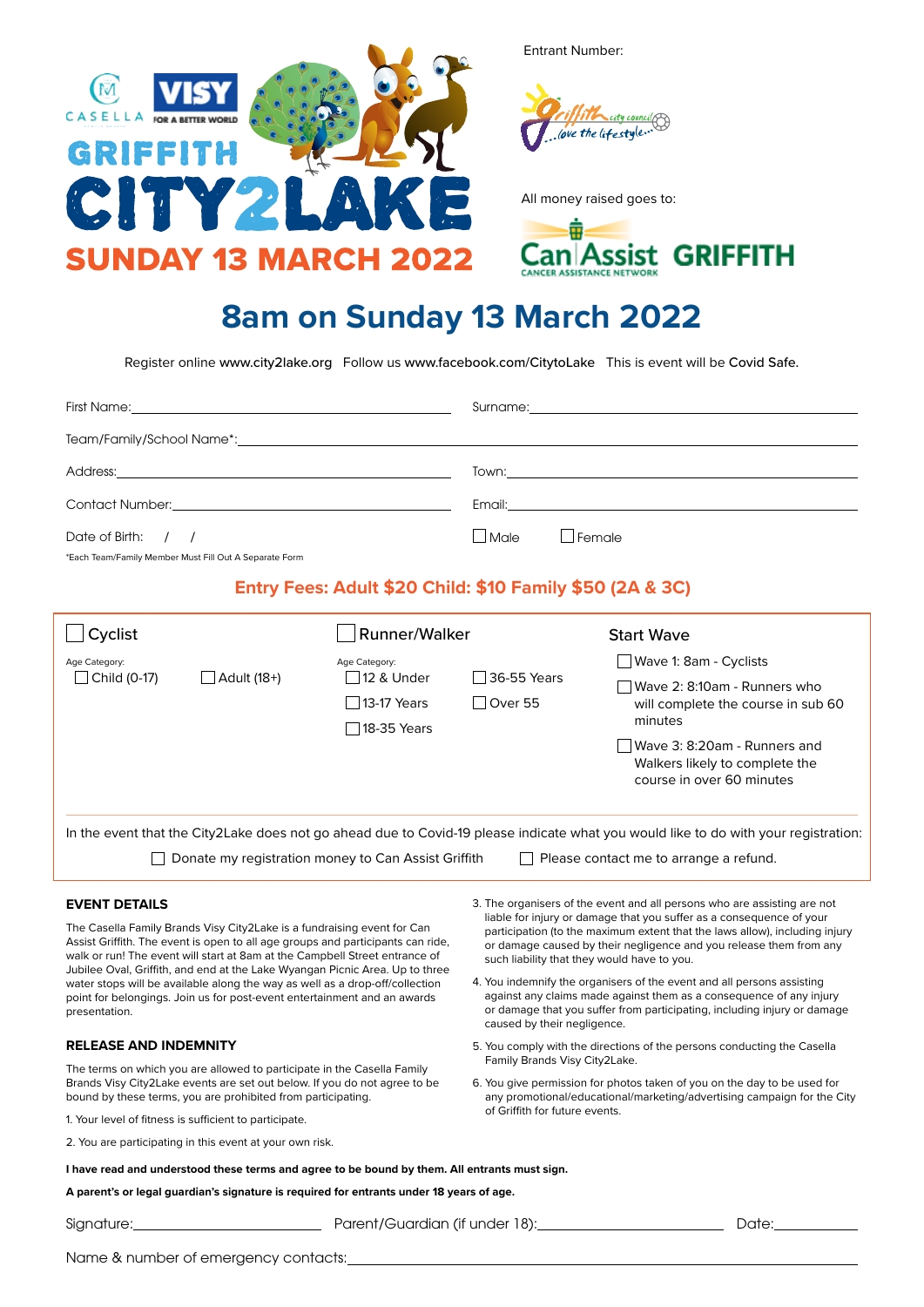CASELLA

VISY FOR A BETTER WORLD

# GRIFFITH CITY2LAKE

## SUNDAY 13 MARCH 2022

Entrant Number:

Griffith city council ...love the lifestyle...

All money raised goes to:

Can Assist GRIFFITH CANCER ASSISTANCE NETWORK

# 8am on Sunday 13 March 2022

Register online www.city2lake.org Follow us www.facebook.com/CitytoLake This is event will be Covid Safe.

First Name: ______________________ Surname: ______________________

Team/Family/School Name*: ______________________

Address: ______________________ Town: ______________________

Contact Number: ______________________ Email: ______________________

Date of Birth: / / ☐ Male ☐ Female

*Each Team/Family Member Must Fill Out A Separate Form

## Entry Fees: Adult $20 Child: $10 Family $50 (2A & 3C)

☐ Cyclist

Age Category:
☐ Child (0-17) ☐ Adult (18+)

☐ Runner/Walker

Age Category:
☐ 12 & Under
☐ 13-17 Years
☐ 18-35 Years
☐ 36-55 Years
☐ Over 55

Start Wave
☐ Wave 1: 8am - Cyclists
☐ Wave 2: 8:10am - Runners who will complete the course in sub 60 minutes
☐ Wave 3: 8:20am - Runners and Walkers likely to complete the course in over 60 minutes

In the event that the City2Lake does not go ahead due to Covid-19 please indicate what you would like to do with your registration:

☐ Donate my registration money to Can Assist Griffith ☐ Please contact me to arrange a refund.

### EVENT DETAILS

The Casella Family Brands Visy City2Lake is a fundraising event for Can Assist Griffith. The event is open to all age groups and participants can ride, walk or run! The event will start at 8am at the Campbell Street entrance of Jubilee Oval, Griffith, and end at the Lake Wyangan Picnic Area. Up to three water stops will be available along the way as well as a drop-off/collection point for belongings. Join us for post-event entertainment and an awards presentation.

### RELEASE AND INDEMNITY

The terms on which you are allowed to participate in the Casella Family Brands Visy City2Lake events are set out below. If you do not agree to be bound by these terms, you are prohibited from participating.

1. Your level of fitness is sufficient to participate.
2. You are participating in this event at your own risk.
3. The organisers of the event and all persons who are assisting are not liable for injury or damage that you suffer as a consequence of your participation (to the maximum extent that the laws allow), including injury or damage caused by their negligence and you release them from any such liability that they would have to you.
4. You indemnify the organisers of the event and all persons assisting against any claims made against them as a consequence of any injury or damage that you suffer from participating, including injury or damage caused by their negligence.
5. You comply with the directions of the persons conducting the Casella Family Brands Visy City2Lake.
6. You give permission for photos taken of you on the day to be used for any promotional/educational/marketing/advertising campaign for the City of Griffith for future events.

**I have read and understood these terms and agree to be bound by them. All entrants must sign.**

**A parent's or legal guardian's signature is required for entrants under 18 years of age.**

Signature: ______________ Parent/Guardian (if under 18): ______________ Date: ______________

Name & number of emergency contacts: ______________________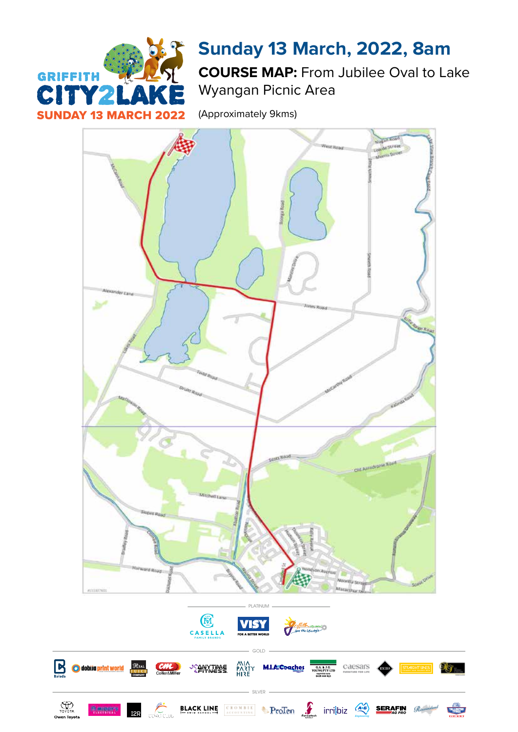GRIFFITH CITY2LAKE SUNDAY 13 MARCH 2022

# Sunday 13 March, 2022, 8am

## **COURSE MAP:** From Jubilee Oval to Lake Wyangan Picnic Area

(Approximately 9kms)

West Road
Nugan Road
Lowde Street
Morris Street
McCann Road
Boorga Road
Smyth Road
Marrow Drive
Alexander Lane
Jones Road
Rifle Range Road
Lakes Road
Todd Road
Druitt Road
McCarthy Road
Kalinda Road
Mallinson Road
Scott Road
Old Aerodrome Road
Mitchell Lane
Slopes Road
Bradley Road
Harward Road
Oakleaf Road
Noorilla Street
Macarthur Street
Sosic Drive

PLATINUM

CASELLA FAMILY BRANDS
VISY FOR A BETTER WORLD
Griffith City Council ...love the lifestyle

GOLD

Baiada
dobiin print world
Real Juice Company
Collier&Miller
ANYTIME FITNESS
MIA PARTY HIRE
M.I.A. Coaches
G.A. & J.G. YOUNG PTY LTD
caesars
EXIES
STRAIGHT LINES

SILVER

Owen Toyota
Muddy's Electrical
I2R
BLACK LINE SWIM SCHOOL
CROMBIE ACCOUNTING
ProTen
irriBiz
SERAFIN AG PRO